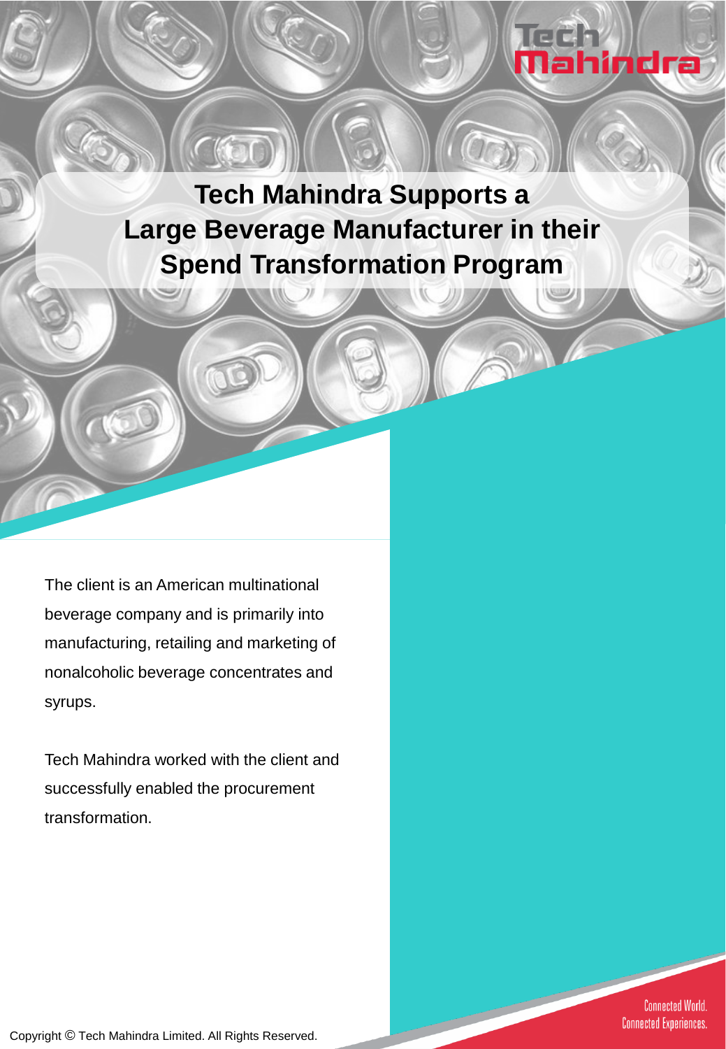# Tech Mahindra Supports a Large Beverage Manufacturer in their Spend Transformation Program

The client is an American multinational beverage company and is primarily into manufacturing, retailing and marketing of nonalcoholic beverage concentrates and syrups.

Tech Mahindra worked with the client and successfully enabled the procurement transformation.

Connected World. Connected Experiences.

Copyright © Tech Mahindra Limited. All Rights Reserved.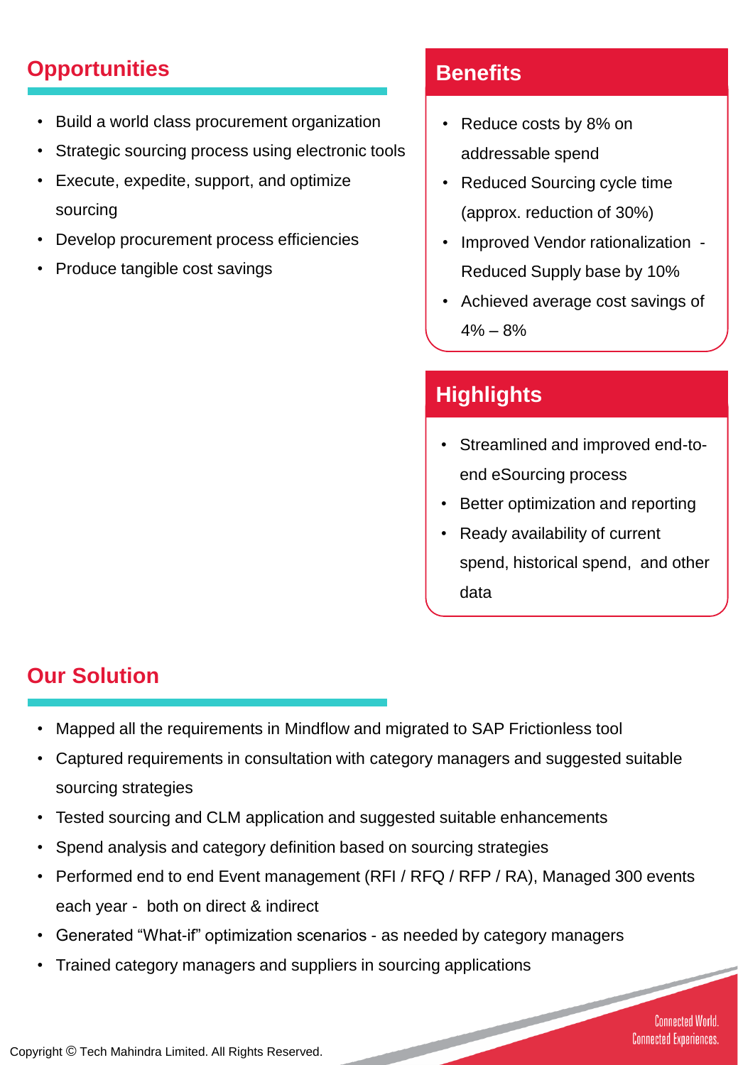## Opportunities

- Build a world class procurement organization
- Strategic sourcing process using electronic tools
- Execute, expedite, support, and optimize sourcing
- Develop procurement process efficiencies
- Produce tangible cost savings

## Benefits

- Reduce costs by 8% on addressable spend
- Reduced Sourcing cycle time (approx. reduction of 30%)
- Improved Vendor rationalization - Reduced Supply base by 10%
- Achieved average cost savings of 4% – 8%

## Highlights

- Streamlined and improved end-to-end eSourcing process
- Better optimization and reporting
- Ready availability of current spend, historical spend, and other data

## Our Solution

- Mapped all the requirements in Mindflow and migrated to SAP Frictionless tool
- Captured requirements in consultation with category managers and suggested suitable sourcing strategies
- Tested sourcing and CLM application and suggested suitable enhancements
- Spend analysis and category definition based on sourcing strategies
- Performed end to end Event management (RFI / RFQ / RFP / RA), Managed 300 events each year - both on direct & indirect
- Generated “What-if” optimization scenarios - as needed by category managers
- Trained category managers and suppliers in sourcing applications

Connected World. Connected Experiences.

Copyright © Tech Mahindra Limited. All Rights Reserved.